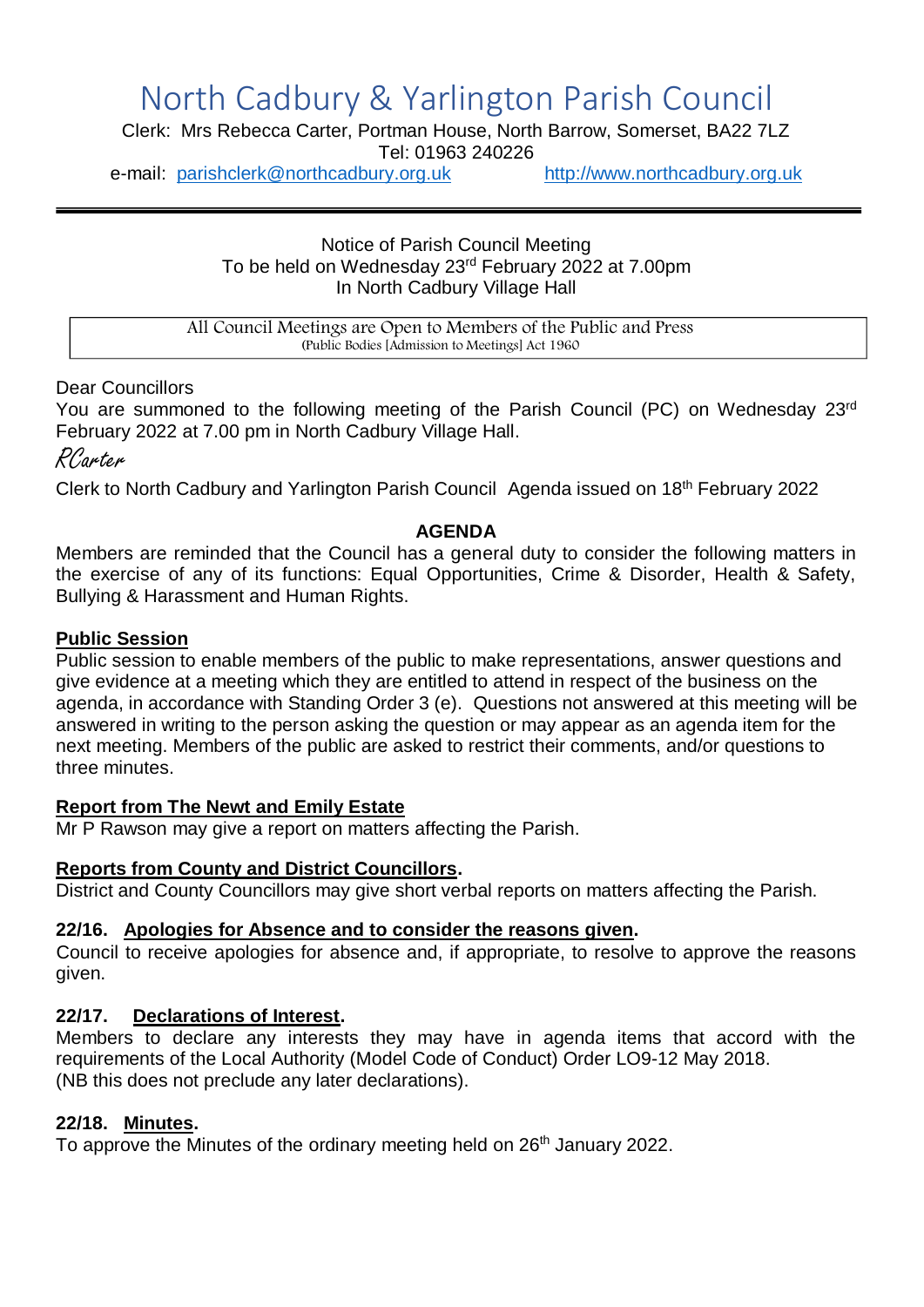# North Cadbury & Yarlington Parish Council

Clerk: Mrs Rebecca Carter, Portman House, North Barrow, Somerset, BA22 7LZ
Tel: 01963 240226
e-mail: parishclerk@northcadbury.org.uk http://www.northcadbury.org.uk

---

Notice of Parish Council Meeting
To be held on Wednesday 23rd February 2022 at 7.00pm
In North Cadbury Village Hall

| All Council Meetings are Open to Members of the Public and Press (Public Bodies [Admission to Meetings] Act 1960 |
|---|

Dear Councillors
You are summoned to the following meeting of the Parish Council (PC) on Wednesday 23rd February 2022 at 7.00 pm in North Cadbury Village Hall.

RCarter

Clerk to North Cadbury and Yarlington Parish Council Agenda issued on 18th February 2022

**AGENDA**

Members are reminded that the Council has a general duty to consider the following matters in the exercise of any of its functions: Equal Opportunities, Crime & Disorder, Health & Safety, Bullying & Harassment and Human Rights.

**Public Session**

Public session to enable members of the public to make representations, answer questions and give evidence at a meeting which they are entitled to attend in respect of the business on the agenda, in accordance with Standing Order 3 (e). Questions not answered at this meeting will be answered in writing to the person asking the question or may appear as an agenda item for the next meeting. Members of the public are asked to restrict their comments, and/or questions to three minutes.

**Report from The Newt and Emily Estate**

Mr P Rawson may give a report on matters affecting the Parish.

**Reports from County and District Councillors.**

District and County Councillors may give short verbal reports on matters affecting the Parish.

**22/16. Apologies for Absence and to consider the reasons given.**

Council to receive apologies for absence and, if appropriate, to resolve to approve the reasons given.

**22/17. Declarations of Interest.**

Members to declare any interests they may have in agenda items that accord with the requirements of the Local Authority (Model Code of Conduct) Order LO9-12 May 2018.
(NB this does not preclude any later declarations).

**22/18. Minutes.**

To approve the Minutes of the ordinary meeting held on 26th January 2022.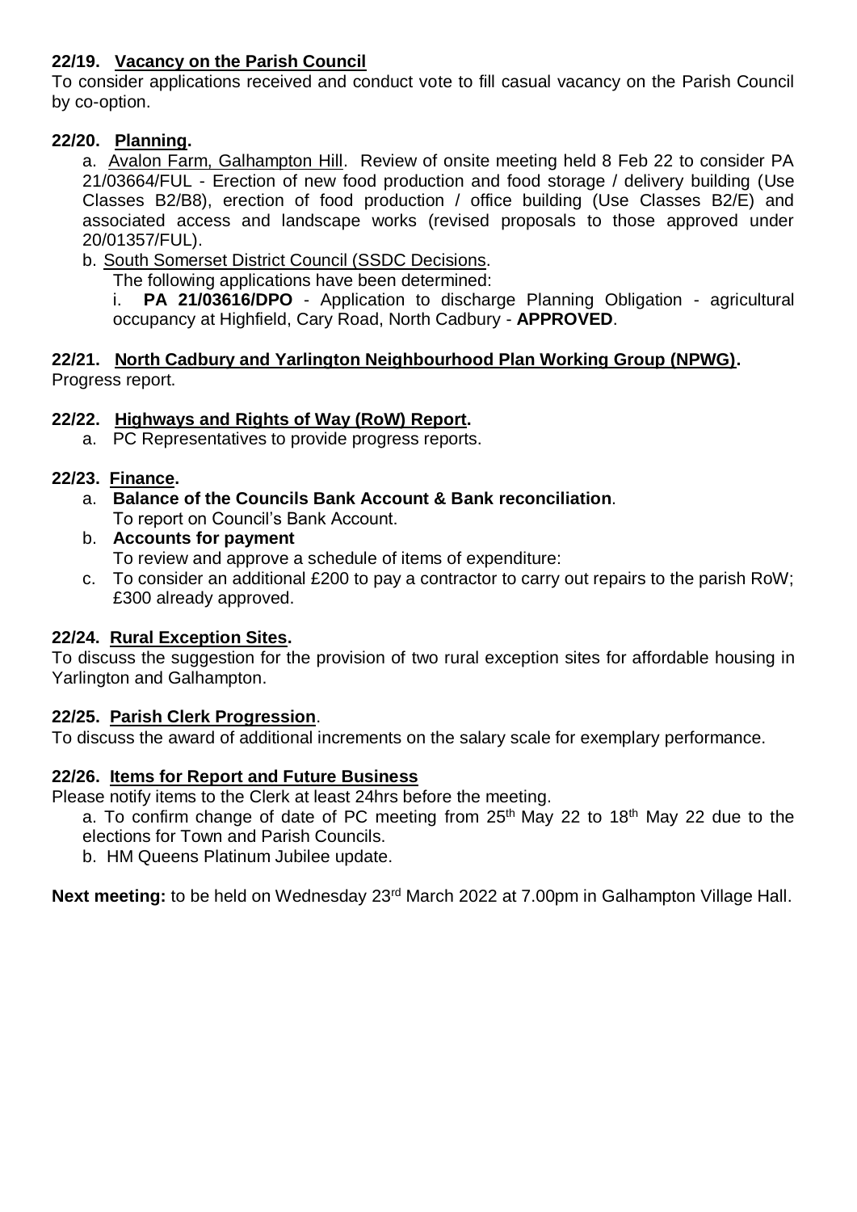**22/19. <u>Vacancy on the Parish Council</u>**

To consider applications received and conduct vote to fill casual vacancy on the Parish Council by co-option.

**22/20. <u>Planning</u>.**

a. <u>Avalon Farm, Galhampton Hill</u>. Review of onsite meeting held 8 Feb 22 to consider PA 21/03664/FUL - Erection of new food production and food storage / delivery building (Use Classes B2/B8), erection of food production / office building (Use Classes B2/E) and associated access and landscape works (revised proposals to those approved under 20/01357/FUL).

b. <u>South Somerset District Council (SSDC Decisions</u>.

The following applications have been determined:

i. **PA 21/03616/DPO** - Application to discharge Planning Obligation - agricultural occupancy at Highfield, Cary Road, North Cadbury - **APPROVED**.

**22/21. <u>North Cadbury and Yarlington Neighbourhood Plan Working Group (NPWG)</u>.**

Progress report.

**22/22. <u>Highways and Rights of Way (RoW) Report</u>.**

a. PC Representatives to provide progress reports.

**22/23. <u>Finance</u>.**

a. **Balance of the Councils Bank Account & Bank reconciliation**.
   To report on Council's Bank Account.
b. **Accounts for payment**
   To review and approve a schedule of items of expenditure:
c. To consider an additional £200 to pay a contractor to carry out repairs to the parish RoW; £300 already approved.

**22/24. <u>Rural Exception Sites</u>.**

To discuss the suggestion for the provision of two rural exception sites for affordable housing in Yarlington and Galhampton.

**22/25. <u>Parish Clerk Progression</u>.**

To discuss the award of additional increments on the salary scale for exemplary performance.

**22/26. <u>Items for Report and Future Business</u>**

Please notify items to the Clerk at least 24hrs before the meeting.

a. To confirm change of date of PC meeting from 25th May 22 to 18th May 22 due to the elections for Town and Parish Councils.

b. HM Queens Platinum Jubilee update.

**Next meeting:** to be held on Wednesday 23rd March 2022 at 7.00pm in Galhampton Village Hall.